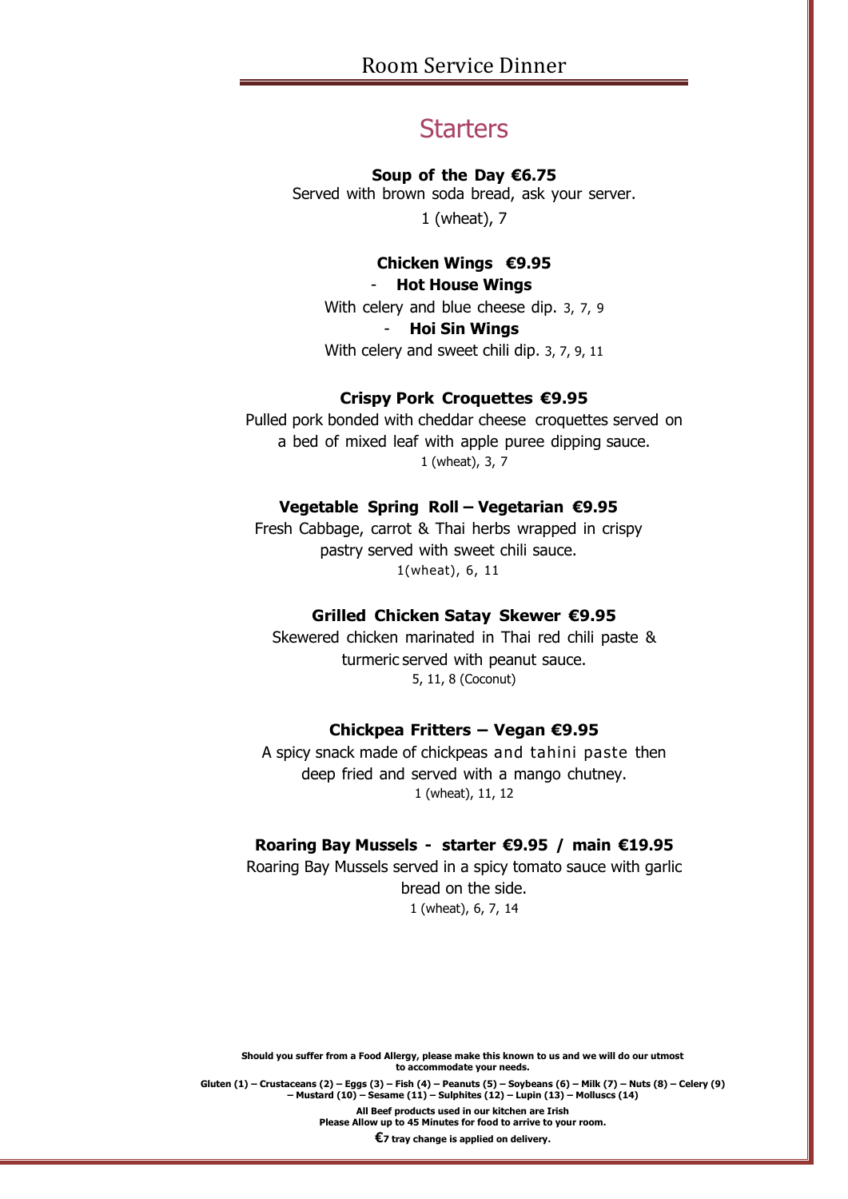# Room Service Dinner

## Starters

**Soup of the Day €6.75**
Served with brown soda bread, ask your server.
1 (wheat), 7

**Chicken Wings €9.95**

- **Hot House Wings**
With celery and blue cheese dip. 3, 7, 9

- **Hoi Sin Wings**
With celery and sweet chili dip. 3, 7, 9, 11

**Crispy Pork Croquettes €9.95**
Pulled pork bonded with cheddar cheese croquettes served on a bed of mixed leaf with apple puree dipping sauce.
1 (wheat), 3, 7

**Vegetable Spring Roll – Vegetarian €9.95**
Fresh Cabbage, carrot & Thai herbs wrapped in crispy pastry served with sweet chili sauce.
1(wheat), 6, 11

**Grilled Chicken Satay Skewer €9.95**
Skewered chicken marinated in Thai red chili paste & turmeric served with peanut sauce.
5, 11, 8 (Coconut)

**Chickpea Fritters – Vegan €9.95**
A spicy snack made of chickpeas and tahini paste then deep fried and served with a mango chutney.
1 (wheat), 11, 12

**Roaring Bay Mussels - starter €9.95 / main €19.95**
Roaring Bay Mussels served in a spicy tomato sauce with garlic bread on the side.
1 (wheat), 6, 7, 14

**Should you suffer from a Food Allergy, please make this known to us and we will do our utmost to accommodate your needs.**

**Gluten (1) – Crustaceans (2) – Eggs (3) – Fish (4) – Peanuts (5) – Soybeans (6) – Milk (7) – Nuts (8) – Celery (9) – Mustard (10) – Sesame (11) – Sulphites (12) – Lupin (13) – Molluscs (14)**

**All Beef products used in our kitchen are Irish**
**Please Allow up to 45 Minutes for food to arrive to your room.**

**€7 tray change is applied on delivery.**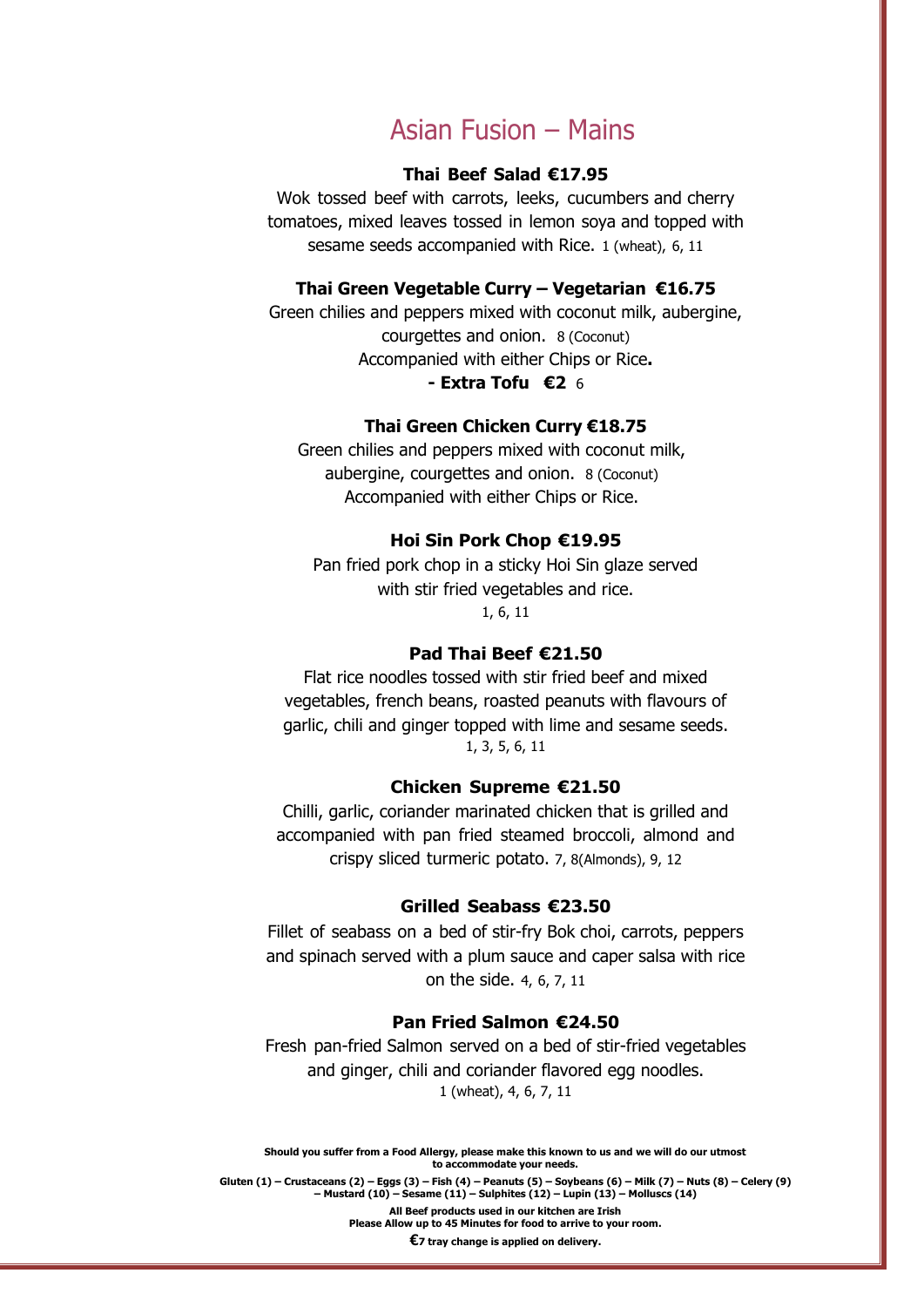# Asian Fusion – Mains

**Thai Beef Salad €17.95**

Wok tossed beef with carrots, leeks, cucumbers and cherry tomatoes, mixed leaves tossed in lemon soya and topped with sesame seeds accompanied with Rice. 1 (wheat), 6, 11

**Thai Green Vegetable Curry – Vegetarian €16.75**

Green chilies and peppers mixed with coconut milk, aubergine, courgettes and onion. 8 (Coconut)
Accompanied with either Chips or Rice**.**

**- Extra Tofu €2** 6

**Thai Green Chicken Curry €18.75**

Green chilies and peppers mixed with coconut milk, aubergine, courgettes and onion. 8 (Coconut)
Accompanied with either Chips or Rice.

**Hoi Sin Pork Chop €19.95**

Pan fried pork chop in a sticky Hoi Sin glaze served with stir fried vegetables and rice.
1, 6, 11

**Pad Thai Beef €21.50**

Flat rice noodles tossed with stir fried beef and mixed vegetables, french beans, roasted peanuts with flavours of garlic, chili and ginger topped with lime and sesame seeds.
1, 3, 5, 6, 11

**Chicken Supreme €21.50**

Chilli, garlic, coriander marinated chicken that is grilled and accompanied with pan fried steamed broccoli, almond and crispy sliced turmeric potato. 7, 8(Almonds), 9, 12

**Grilled Seabass €23.50**

Fillet of seabass on a bed of stir-fry Bok choi, carrots, peppers and spinach served with a plum sauce and caper salsa with rice on the side. 4, 6, 7, 11

**Pan Fried Salmon €24.50**

Fresh pan-fried Salmon served on a bed of stir-fried vegetables and ginger, chili and coriander flavored egg noodles.
1 (wheat), 4, 6, 7, 11

**Should you suffer from a Food Allergy, please make this known to us and we will do our utmost to accommodate your needs.**

**Gluten (1) – Crustaceans (2) – Eggs (3) – Fish (4) – Peanuts (5) – Soybeans (6) – Milk (7) – Nuts (8) – Celery (9) – Mustard (10) – Sesame (11) – Sulphites (12) – Lupin (13) – Molluscs (14)**

**All Beef products used in our kitchen are Irish**
**Please Allow up to 45 Minutes for food to arrive to your room.**

**€7 tray change is applied on delivery.**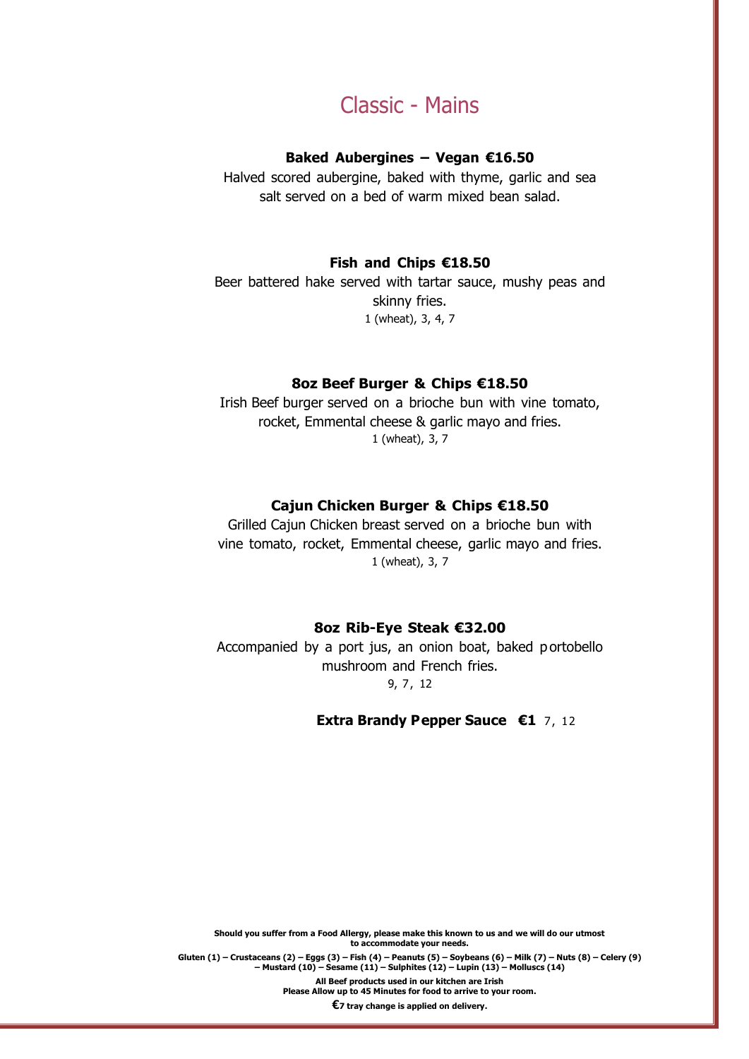# Classic - Mains

**Baked Aubergines – Vegan €16.50**

Halved scored aubergine, baked with thyme, garlic and sea salt served on a bed of warm mixed bean salad.

**Fish and Chips €18.50**

Beer battered hake served with tartar sauce, mushy peas and skinny fries.

1 (wheat), 3, 4, 7

**8oz Beef Burger & Chips €18.50**

Irish Beef burger served on a brioche bun with vine tomato, rocket, Emmental cheese & garlic mayo and fries.

1 (wheat), 3, 7

**Cajun Chicken Burger & Chips €18.50**

Grilled Cajun Chicken breast served on a brioche bun with vine tomato, rocket, Emmental cheese, garlic mayo and fries.

1 (wheat), 3, 7

**8oz Rib-Eye Steak €32.00**

Accompanied by a port jus, an onion boat, baked portobello mushroom and French fries.

9, 7, 12

**Extra Brandy Pepper Sauce €1** 7, 12

**Should you suffer from a Food Allergy, please make this known to us and we will do our utmost to accommodate your needs.**

**Gluten (1) – Crustaceans (2) – Eggs (3) – Fish (4) – Peanuts (5) – Soybeans (6) – Milk (7) – Nuts (8) – Celery (9) – Mustard (10) – Sesame (11) – Sulphites (12) – Lupin (13) – Molluscs (14)**

**All Beef products used in our kitchen are Irish**

**Please Allow up to 45 Minutes for food to arrive to your room.**

**€7 tray change is applied on delivery.**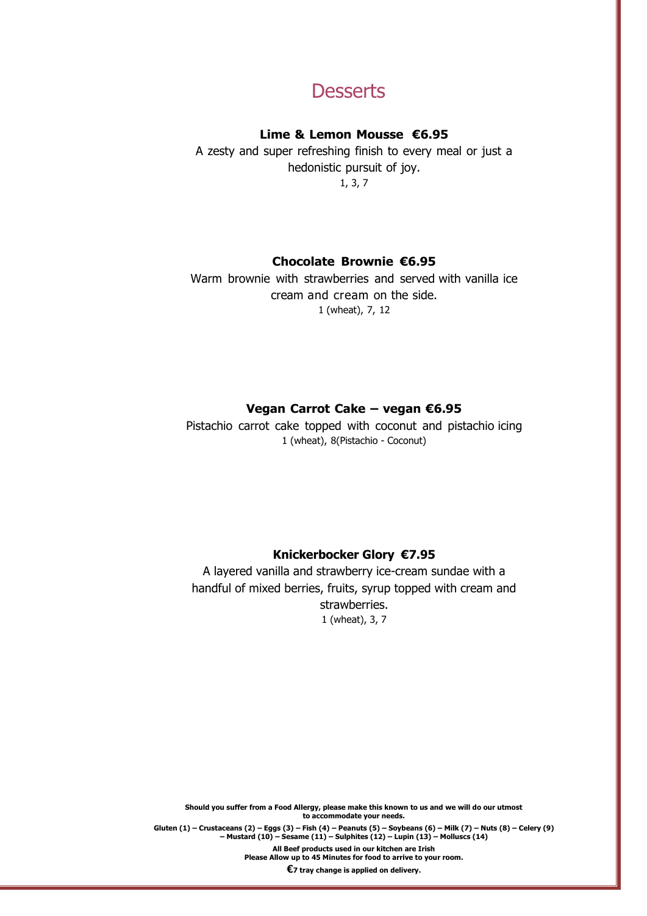# Desserts

**Lime & Lemon Mousse €6.95**

A zesty and super refreshing finish to every meal or just a hedonistic pursuit of joy.

1, 3, 7

**Chocolate Brownie €6.95**

Warm brownie with strawberries and served with vanilla ice cream and cream on the side.

1 (wheat), 7, 12

**Vegan Carrot Cake – vegan €6.95**

Pistachio carrot cake topped with coconut and pistachio icing

1 (wheat), 8(Pistachio - Coconut)

**Knickerbocker Glory €7.95**

A layered vanilla and strawberry ice-cream sundae with a handful of mixed berries, fruits, syrup topped with cream and strawberries.

1 (wheat), 3, 7

**Should you suffer from a Food Allergy, please make this known to us and we will do our utmost to accommodate your needs.**

**Gluten (1) – Crustaceans (2) – Eggs (3) – Fish (4) – Peanuts (5) – Soybeans (6) – Milk (7) – Nuts (8) – Celery (9) – Mustard (10) – Sesame (11) – Sulphites (12) – Lupin (13) – Molluscs (14)**

**All Beef products used in our kitchen are Irish**

**Please Allow up to 45 Minutes for food to arrive to your room.**

**€7 tray change is applied on delivery.**